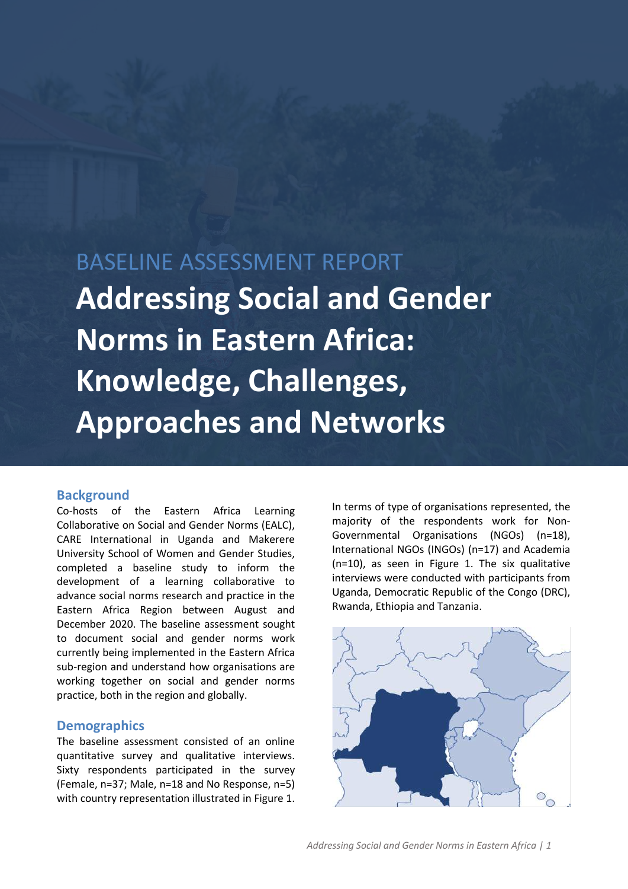BASELINE ASSESSMENT REPORT

# Addressing Social and Gender Norms in Eastern Africa: Knowledge, Challenges, Approaches and Networks

## Background

Co-hosts of the Eastern Africa Learning Collaborative on Social and Gender Norms (EALC), CARE International in Uganda and Makerere University School of Women and Gender Studies, completed a baseline study to inform the development of a learning collaborative to advance social norms research and practice in the Eastern Africa Region between August and December 2020. The baseline assessment sought to document social and gender norms work currently being implemented in the Eastern Africa sub-region and understand how organisations are working together on social and gender norms practice, both in the region and globally.

## Demographics

The baseline assessment consisted of an online quantitative survey and qualitative interviews. Sixty respondents participated in the survey (Female, n=37; Male, n=18 and No Response, n=5) with country representation illustrated in Figure 1.

In terms of type of organisations represented, the majority of the respondents work for Non-Governmental Organisations (NGOs) (n=18), International NGOs (INGOs) (n=17) and Academia (n=10), as seen in Figure 1. The six qualitative interviews were conducted with participants from Uganda, Democratic Republic of the Congo (DRC), Rwanda, Ethiopia and Tanzania.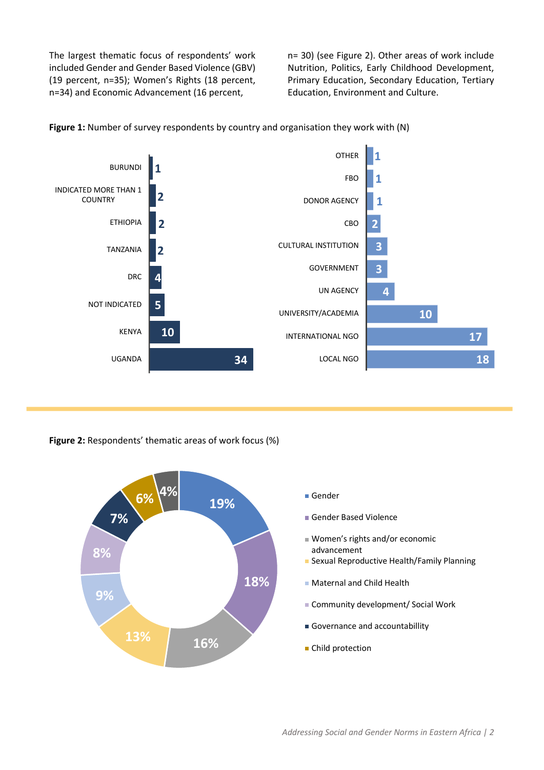The largest thematic focus of respondents' work included Gender and Gender Based Violence (GBV) (19 percent, n=35); Women's Rights (18 percent, n=34) and Economic Advancement (16 percent, n= 30) (see Figure 2). Other areas of work include Nutrition, Politics, Early Childhood Development, Primary Education, Secondary Education, Tertiary Education, Environment and Culture.

**Figure 1:** Number of survey respondents by country and organisation they work with (N)

| Country | N |
| --- | --- |
| BURUNDI | 1 |
| INDICATED MORE THAN 1 COUNTRY | 2 |
| ETHIOPIA | 2 |
| TANZANIA | 2 |
| DRC | 4 |
| NOT INDICATED | 5 |
| KENYA | 10 |
| UGANDA | 34 |

| Organisation | N |
| --- | --- |
| OTHER | 1 |
| FBO | 1 |
| DONOR AGENCY | 1 |
| CBO | 2 |
| CULTURAL INSTITUTION | 3 |
| GOVERNMENT | 3 |
| UN AGENCY | 4 |
| UNIVERSITY/ACADEMIA | 10 |
| INTERNATIONAL NGO | 17 |
| LOCAL NGO | 18 |

**Figure 2:** Respondents' thematic areas of work focus (%)

| Thematic area | % |
| --- | --- |
| Gender | 19% |
| Gender Based Violence | 18% |
| Women's rights and/or economic advancement | 16% |
| Sexual Reproductive Health/Family Planning | 13% |
| Maternal and Child Health | 9% |
| Community development/ Social Work | 8% |
| Governance and accountabillity | 7% |
| Child protection | 6% |
| (unlabelled) | 4% |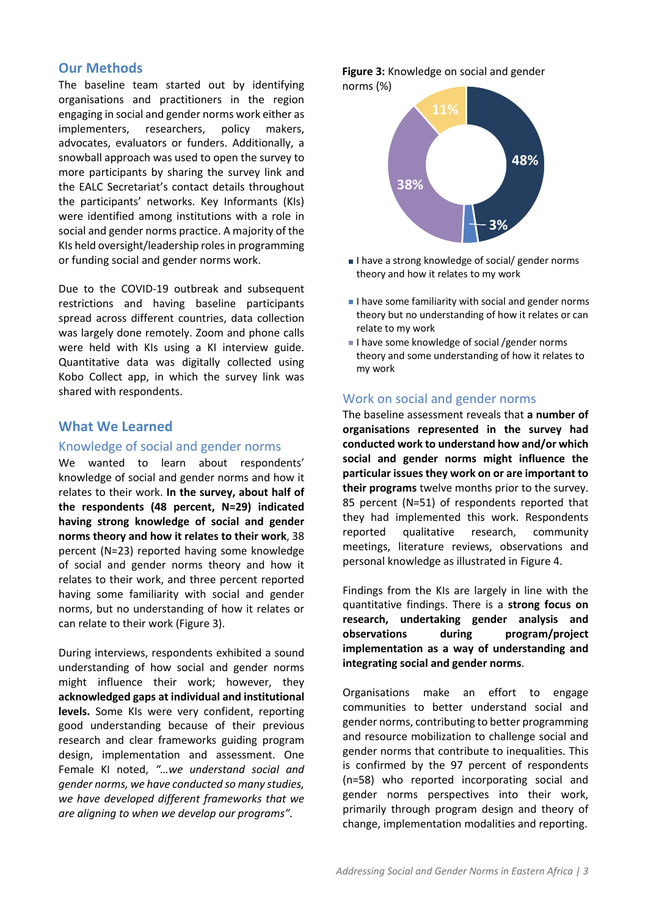## Our Methods

The baseline team started out by identifying organisations and practitioners in the region engaging in social and gender norms work either as implementers, researchers, policy makers, advocates, evaluators or funders. Additionally, a snowball approach was used to open the survey to more participants by sharing the survey link and the EALC Secretariat's contact details throughout the participants' networks. Key Informants (KIs) were identified among institutions with a role in social and gender norms practice. A majority of the KIs held oversight/leadership roles in programming or funding social and gender norms work.

Due to the COVID-19 outbreak and subsequent restrictions and having baseline participants spread across different countries, data collection was largely done remotely. Zoom and phone calls were held with KIs using a KI interview guide. Quantitative data was digitally collected using Kobo Collect app, in which the survey link was shared with respondents.

## What We Learned

### Knowledge of social and gender norms

We wanted to learn about respondents' knowledge of social and gender norms and how it relates to their work. **In the survey, about half of the respondents (48 percent, N=29) indicated having strong knowledge of social and gender norms theory and how it relates to their work**, 38 percent (N=23) reported having some knowledge of social and gender norms theory and how it relates to their work, and three percent reported having some familiarity with social and gender norms, but no understanding of how it relates or can relate to their work (Figure 3).

During interviews, respondents exhibited a sound understanding of how social and gender norms might influence their work; however, they **acknowledged gaps at individual and institutional levels.** Some KIs were very confident, reporting good understanding because of their previous research and clear frameworks guiding program design, implementation and assessment. One Female KI noted, *"…we understand social and gender norms, we have conducted so many studies, we have developed different frameworks that we are aligning to when we develop our programs".*

**Figure 3:** Knowledge on social and gender norms (%)

| Response | % |
|---|---|
| I have a strong knowledge of social/ gender norms theory and how it relates to my work | 48% |
| I have some familiarity with social and gender norms theory but no understanding of how it relates or can relate to my work | 3% |
| I have some knowledge of social /gender norms theory and some understanding of how it relates to my work | 38% |
| (unlabelled) | 11% |

### Work on social and gender norms

The baseline assessment reveals that **a number of organisations represented in the survey had conducted work to understand how and/or which social and gender norms might influence the particular issues they work on or are important to their programs** twelve months prior to the survey. 85 percent (N=51) of respondents reported that they had implemented this work. Respondents reported qualitative research, community meetings, literature reviews, observations and personal knowledge as illustrated in Figure 4.

Findings from the KIs are largely in line with the quantitative findings. There is a **strong focus on research, undertaking gender analysis and observations during program/project implementation as a way of understanding and integrating social and gender norms**.

Organisations make an effort to engage communities to better understand social and gender norms, contributing to better programming and resource mobilization to challenge social and gender norms that contribute to inequalities. This is confirmed by the 97 percent of respondents (n=58) who reported incorporating social and gender norms perspectives into their work, primarily through program design and theory of change, implementation modalities and reporting.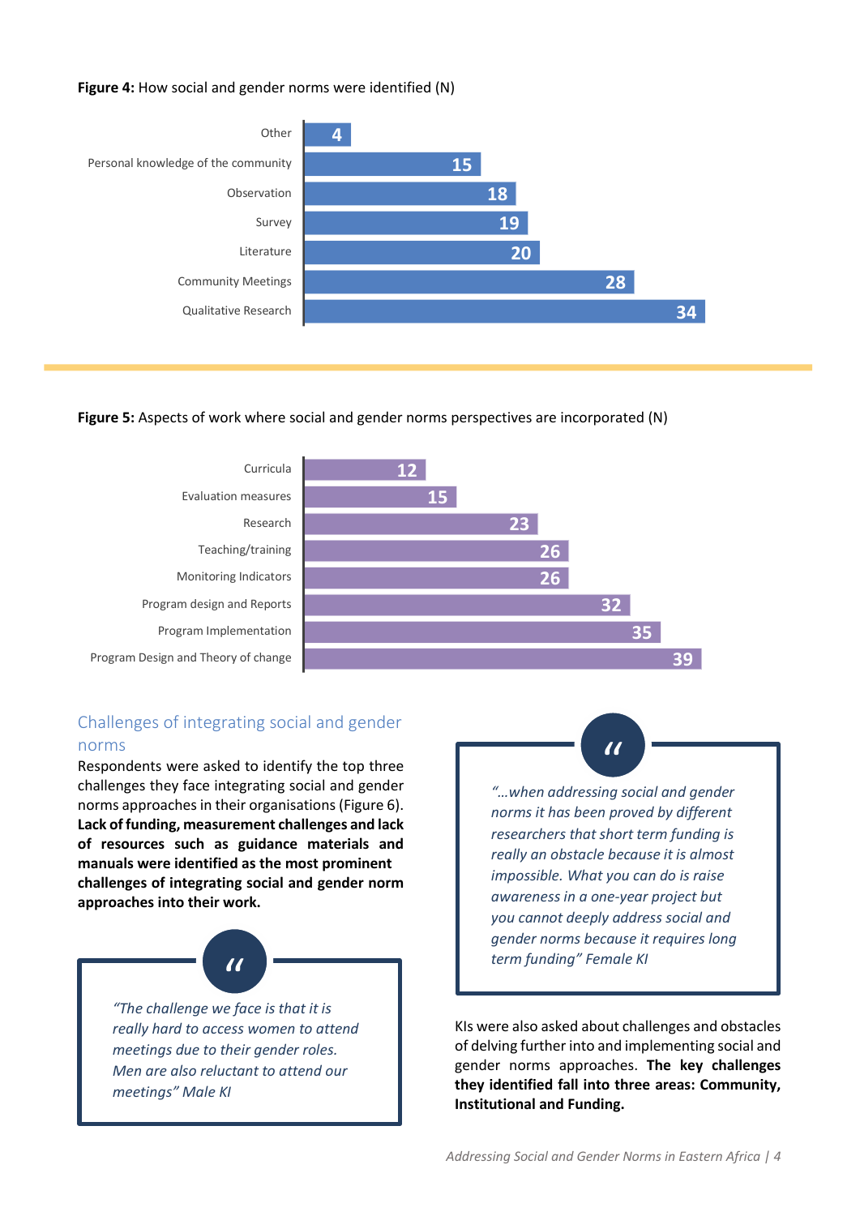**Figure 4:** How social and gender norms were identified (N)

| Method | N |
|---|---|
| Other | 4 |
| Personal knowledge of the community | 15 |
| Observation | 18 |
| Survey | 19 |
| Literature | 20 |
| Community Meetings | 28 |
| Qualitative Research | 34 |

**Figure 5:** Aspects of work where social and gender norms perspectives are incorporated (N)

| Aspect | N |
|---|---|
| Curricula | 12 |
| Evaluation measures | 15 |
| Research | 23 |
| Teaching/training | 26 |
| Monitoring Indicators | 26 |
| Program design and Reports | 32 |
| Program Implementation | 35 |
| Program Design and Theory of change | 39 |

## Challenges of integrating social and gender norms

Respondents were asked to identify the top three challenges they face integrating social and gender norms approaches in their organisations (Figure 6). **Lack of funding, measurement challenges and lack of resources such as guidance materials and manuals were identified as the most prominent challenges of integrating social and gender norm approaches into their work.**

> *"The challenge we face is that it is really hard to access women to attend meetings due to their gender roles. Men are also reluctant to attend our meetings" Male KI*

> *"…when addressing social and gender norms it has been proved by different researchers that short term funding is really an obstacle because it is almost impossible. What you can do is raise awareness in a one-year project but you cannot deeply address social and gender norms because it requires long term funding" Female KI*

KIs were also asked about challenges and obstacles of delving further into and implementing social and gender norms approaches. **The key challenges they identified fall into three areas: Community, Institutional and Funding.**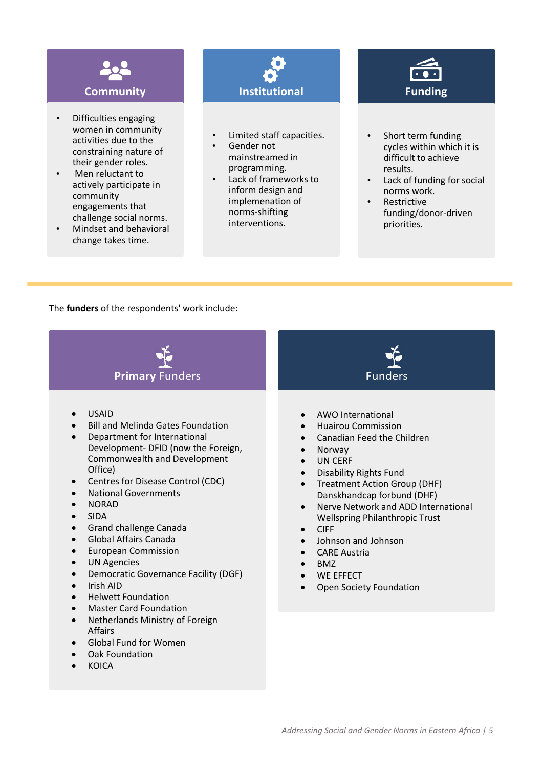### Community

- Difficulties engaging women in community activities due to the constraining nature of their gender roles.
- Men reluctant to actively participate in community engagements that challenge social norms.
- Mindset and behavioral change takes time.

### Institutional

- Limited staff capacities.
- Gender not mainstreamed in programming.
- Lack of frameworks to inform design and implemenation of norms-shifting interventions.

### Funding

- Short term funding cycles within which it is difficult to achieve results.
- Lack of funding for social norms work.
- Restrictive funding/donor-driven priorities.

The **funders** of the respondents' work include:

### Primary Funders

- USAID
- Bill and Melinda Gates Foundation
- Department for International Development- DFID (now the Foreign, Commonwealth and Development Office)
- Centres for Disease Control (CDC)
- National Governments
- NORAD
- SIDA
- Grand challenge Canada
- Global Affairs Canada
- European Commission
- UN Agencies
- Democratic Governance Facility (DGF)
- Irish AID
- Helwett Foundation
- Master Card Foundation
- Netherlands Ministry of Foreign Affairs
- Global Fund for Women
- Oak Foundation
- KOICA

### Funders

- AWO International
- Huairou Commission
- Canadian Feed the Children
- Norway
- UN CERF
- Disability Rights Fund
- Treatment Action Group (DHF) Danskhandcap forbund (DHF)
- Nerve Network and ADD International Wellspring Philanthropic Trust
- CIFF
- Johnson and Johnson
- CARE Austria
- BMZ
- WE EFFECT
- Open Society Foundation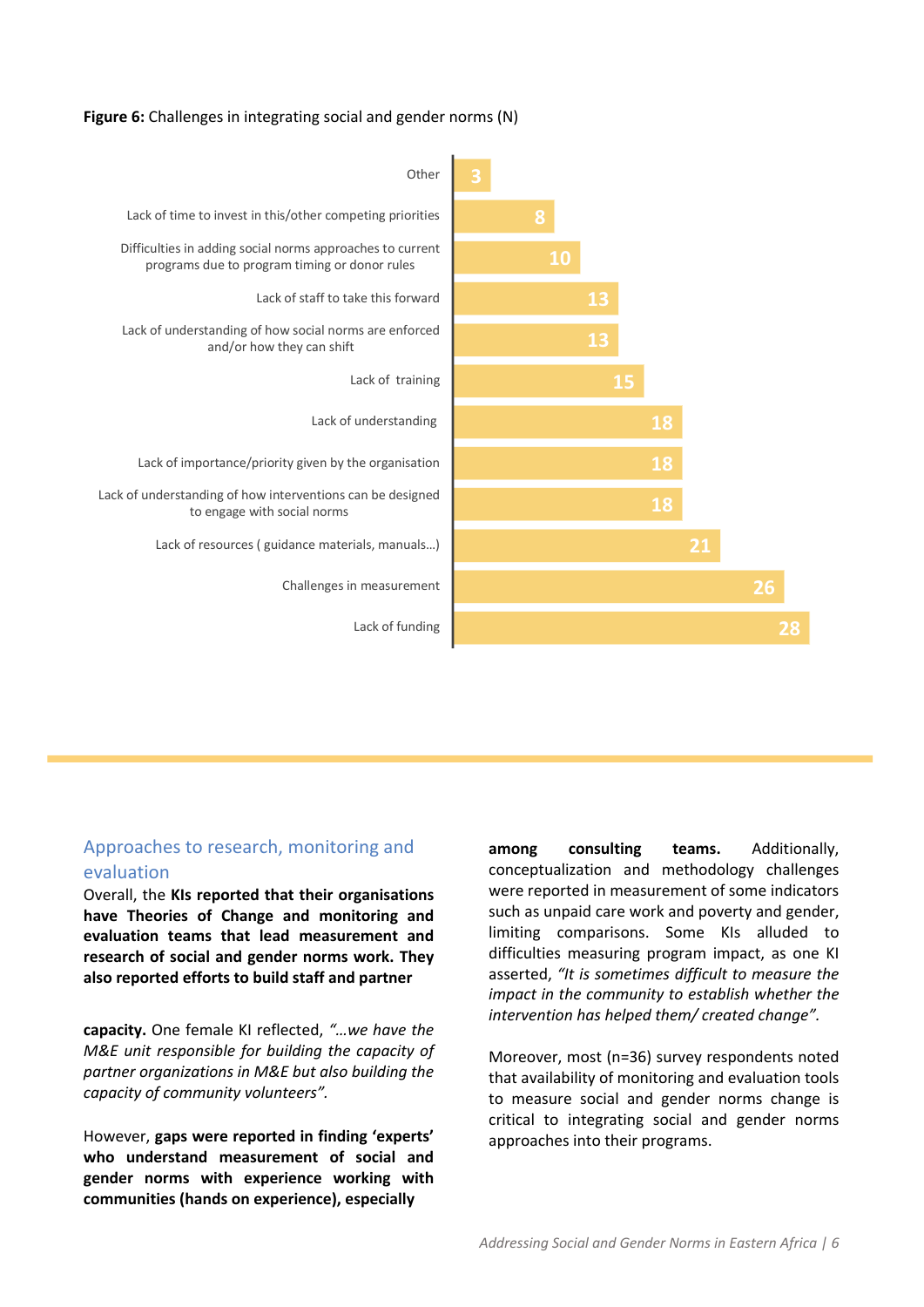**Figure 6:** Challenges in integrating social and gender norms (N)

| Challenge | N |
| --- | --- |
| Other | 3 |
| Lack of time to invest in this/other competing priorities | 8 |
| Difficulties in adding social norms approaches to current programs due to program timing or donor rules | 10 |
| Lack of staff to take this forward | 13 |
| Lack of understanding of how social norms are enforced and/or how they can shift | 13 |
| Lack of training | 15 |
| Lack of understanding | 18 |
| Lack of importance/priority given by the organisation | 18 |
| Lack of understanding of how interventions can be designed to engage with social norms | 18 |
| Lack of resources ( guidance materials, manuals…) | 21 |
| Challenges in measurement | 26 |
| Lack of funding | 28 |

## Approaches to research, monitoring and evaluation

Overall, the **KIs reported that their organisations have Theories of Change and monitoring and evaluation teams that lead measurement and research of social and gender norms work. They also reported efforts to build staff and partner capacity.** One female KI reflected, *"…we have the M&E unit responsible for building the capacity of partner organizations in M&E but also building the capacity of community volunteers".*

However, **gaps were reported in finding 'experts' who understand measurement of social and gender norms with experience working with communities (hands on experience), especially among consulting teams.** Additionally, conceptualization and methodology challenges were reported in measurement of some indicators such as unpaid care work and poverty and gender, limiting comparisons. Some KIs alluded to difficulties measuring program impact, as one KI asserted, *"It is sometimes difficult to measure the impact in the community to establish whether the intervention has helped them/ created change".*

Moreover, most (n=36) survey respondents noted that availability of monitoring and evaluation tools to measure social and gender norms change is critical to integrating social and gender norms approaches into their programs.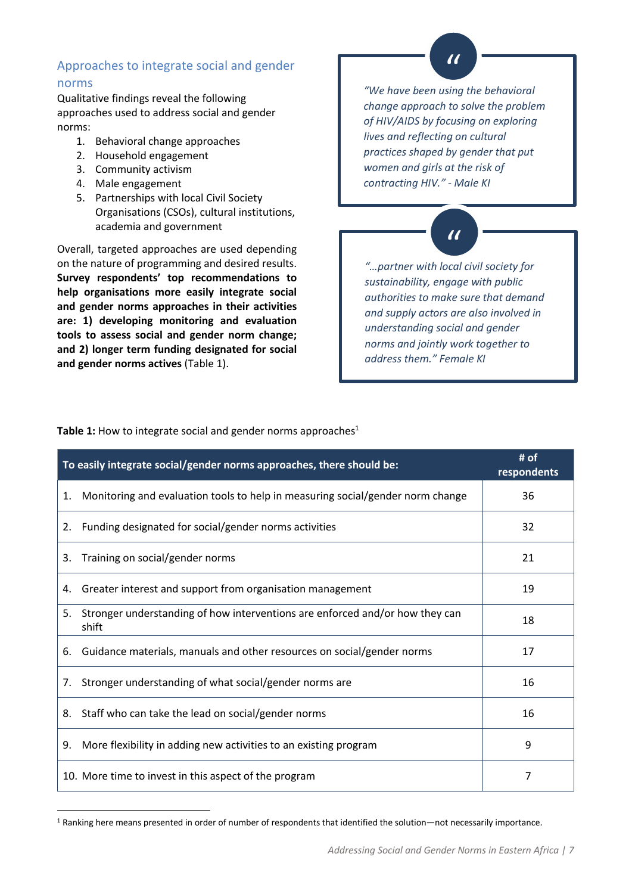## Approaches to integrate social and gender norms

Qualitative findings reveal the following approaches used to address social and gender norms:

1. Behavioral change approaches
2. Household engagement
3. Community activism
4. Male engagement
5. Partnerships with local Civil Society Organisations (CSOs), cultural institutions, academia and government

Overall, targeted approaches are used depending on the nature of programming and desired results. **Survey respondents' top recommendations to help organisations more easily integrate social and gender norms approaches in their activities are: 1) developing monitoring and evaluation tools to assess social and gender norm change; and 2) longer term funding designated for social and gender norms actives** (Table 1).

> *"We have been using the behavioral change approach to solve the problem of HIV/AIDS by focusing on exploring lives and reflecting on cultural practices shaped by gender that put women and girls at the risk of contracting HIV." - Male KI*

> *"…partner with local civil society for sustainability, engage with public authorities to make sure that demand and supply actors are also involved in understanding social and gender norms and jointly work together to address them." Female KI*

**Table 1:** How to integrate social and gender norms approaches[1]

| To easily integrate social/gender norms approaches, there should be: | # of respondents |
|---|---|
| 1. Monitoring and evaluation tools to help in measuring social/gender norm change | 36 |
| 2. Funding designated for social/gender norms activities | 32 |
| 3. Training on social/gender norms | 21 |
| 4. Greater interest and support from organisation management | 19 |
| 5. Stronger understanding of how interventions are enforced and/or how they can shift | 18 |
| 6. Guidance materials, manuals and other resources on social/gender norms | 17 |
| 7. Stronger understanding of what social/gender norms are | 16 |
| 8. Staff who can take the lead on social/gender norms | 16 |
| 9. More flexibility in adding new activities to an existing program | 9 |
| 10. More time to invest in this aspect of the program | 7 |

[1] Ranking here means presented in order of number of respondents that identified the solution—not necessarily importance.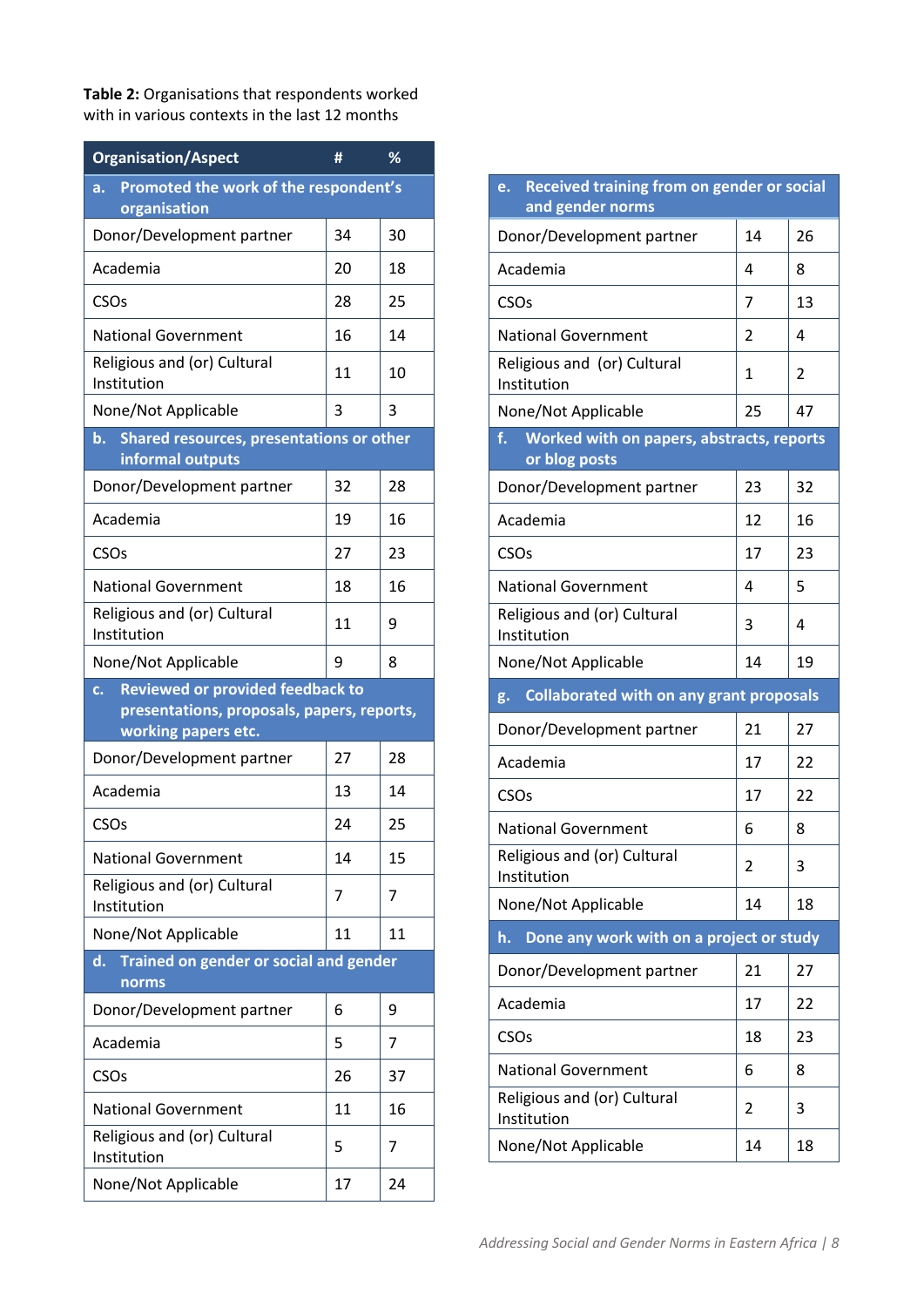**Table 2:** Organisations that respondents worked with in various contexts in the last 12 months

| Organisation/Aspect | # | % |
|---|---|---|
| **a. Promoted the work of the respondent's organisation** | | |
| Donor/Development partner | 34 | 30 |
| Academia | 20 | 18 |
| CSOs | 28 | 25 |
| National Government | 16 | 14 |
| Religious and (or) Cultural Institution | 11 | 10 |
| None/Not Applicable | 3 | 3 |
| **b. Shared resources, presentations or other informal outputs** | | |
| Donor/Development partner | 32 | 28 |
| Academia | 19 | 16 |
| CSOs | 27 | 23 |
| National Government | 18 | 16 |
| Religious and (or) Cultural Institution | 11 | 9 |
| None/Not Applicable | 9 | 8 |
| **c. Reviewed or provided feedback to presentations, proposals, papers, reports, working papers etc.** | | |
| Donor/Development partner | 27 | 28 |
| Academia | 13 | 14 |
| CSOs | 24 | 25 |
| National Government | 14 | 15 |
| Religious and (or) Cultural Institution | 7 | 7 |
| None/Not Applicable | 11 | 11 |
| **d. Trained on gender or social and gender norms** | | |
| Donor/Development partner | 6 | 9 |
| Academia | 5 | 7 |
| CSOs | 26 | 37 |
| National Government | 11 | 16 |
| Religious and (or) Cultural Institution | 5 | 7 |
| None/Not Applicable | 17 | 24 |
| **e. Received training from on gender or social and gender norms** | | |
| Donor/Development partner | 14 | 26 |
| Academia | 4 | 8 |
| CSOs | 7 | 13 |
| National Government | 2 | 4 |
| Religious and (or) Cultural Institution | 1 | 2 |
| None/Not Applicable | 25 | 47 |
| **f. Worked with on papers, abstracts, reports or blog posts** | | |
| Donor/Development partner | 23 | 32 |
| Academia | 12 | 16 |
| CSOs | 17 | 23 |
| National Government | 4 | 5 |
| Religious and (or) Cultural Institution | 3 | 4 |
| None/Not Applicable | 14 | 19 |
| **g. Collaborated with on any grant proposals** | | |
| Donor/Development partner | 21 | 27 |
| Academia | 17 | 22 |
| CSOs | 17 | 22 |
| National Government | 6 | 8 |
| Religious and (or) Cultural Institution | 2 | 3 |
| None/Not Applicable | 14 | 18 |
| **h. Done any work with on a project or study** | | |
| Donor/Development partner | 21 | 27 |
| Academia | 17 | 22 |
| CSOs | 18 | 23 |
| National Government | 6 | 8 |
| Religious and (or) Cultural Institution | 2 | 3 |
| None/Not Applicable | 14 | 18 |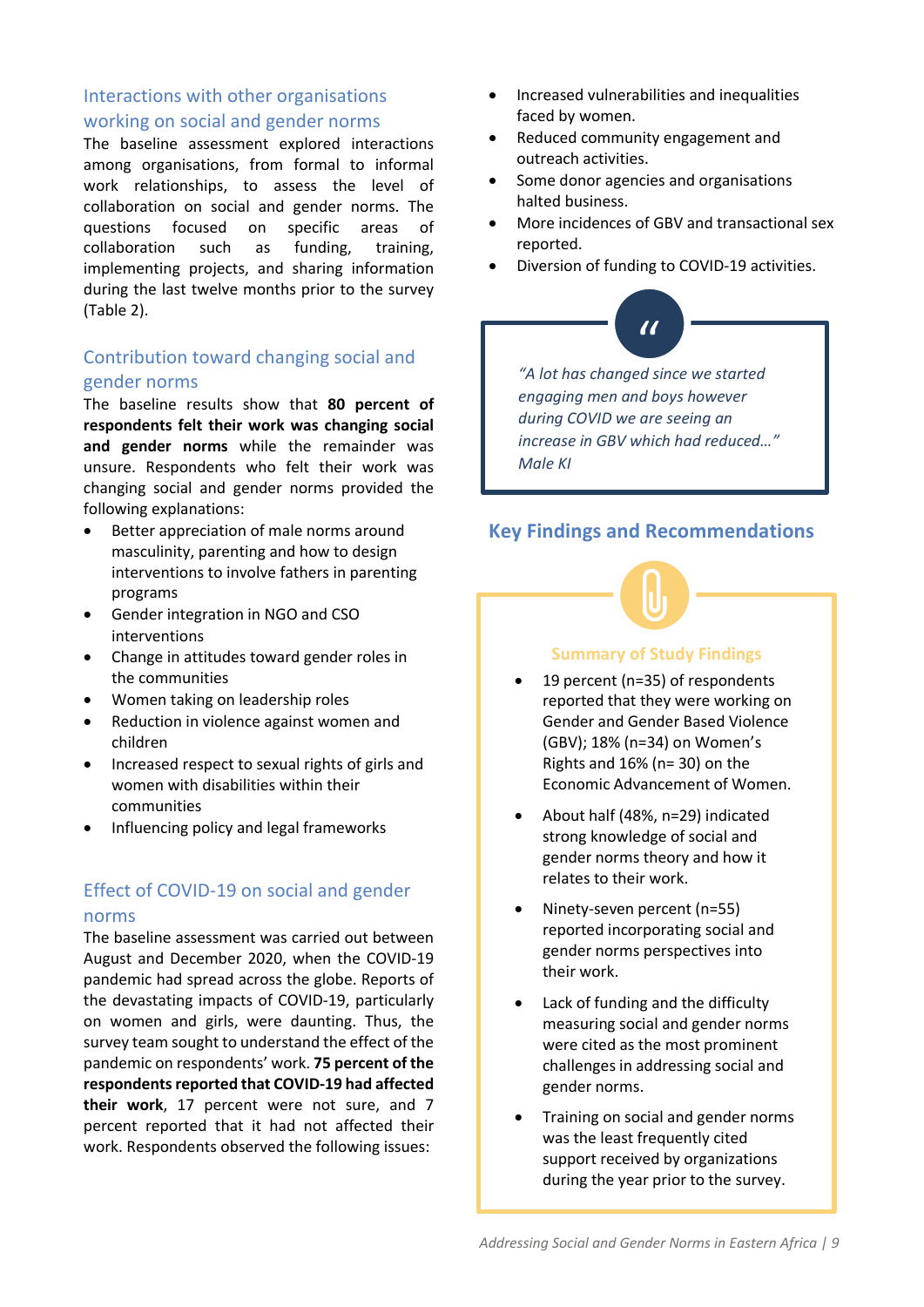### Interactions with other organisations working on social and gender norms

The baseline assessment explored interactions among organisations, from formal to informal work relationships, to assess the level of collaboration on social and gender norms. The questions focused on specific areas of collaboration such as funding, training, implementing projects, and sharing information during the last twelve months prior to the survey (Table 2).

### Contribution toward changing social and gender norms

The baseline results show that **80 percent of respondents felt their work was changing social and gender norms** while the remainder was unsure. Respondents who felt their work was changing social and gender norms provided the following explanations:

- Better appreciation of male norms around masculinity, parenting and how to design interventions to involve fathers in parenting programs
- Gender integration in NGO and CSO interventions
- Change in attitudes toward gender roles in the communities
- Women taking on leadership roles
- Reduction in violence against women and children
- Increased respect to sexual rights of girls and women with disabilities within their communities
- Influencing policy and legal frameworks

### Effect of COVID-19 on social and gender norms

The baseline assessment was carried out between August and December 2020, when the COVID-19 pandemic had spread across the globe. Reports of the devastating impacts of COVID-19, particularly on women and girls, were daunting. Thus, the survey team sought to understand the effect of the pandemic on respondents' work. **75 percent of the respondents reported that COVID-19 had affected their work**, 17 percent were not sure, and 7 percent reported that it had not affected their work. Respondents observed the following issues:

- Increased vulnerabilities and inequalities faced by women.
- Reduced community engagement and outreach activities.
- Some donor agencies and organisations halted business.
- More incidences of GBV and transactional sex reported.
- Diversion of funding to COVID-19 activities.

> *"A lot has changed since we started engaging men and boys however during COVID we are seeing an increase in GBV which had reduced…" Male KI*

## Key Findings and Recommendations

### Summary of Study Findings

- 19 percent (n=35) of respondents reported that they were working on Gender and Gender Based Violence (GBV); 18% (n=34) on Women's Rights and 16% (n= 30) on the Economic Advancement of Women.
- About half (48%, n=29) indicated strong knowledge of social and gender norms theory and how it relates to their work.
- Ninety-seven percent (n=55) reported incorporating social and gender norms perspectives into their work.
- Lack of funding and the difficulty measuring social and gender norms were cited as the most prominent challenges in addressing social and gender norms.
- Training on social and gender norms was the least frequently cited support received by organizations during the year prior to the survey.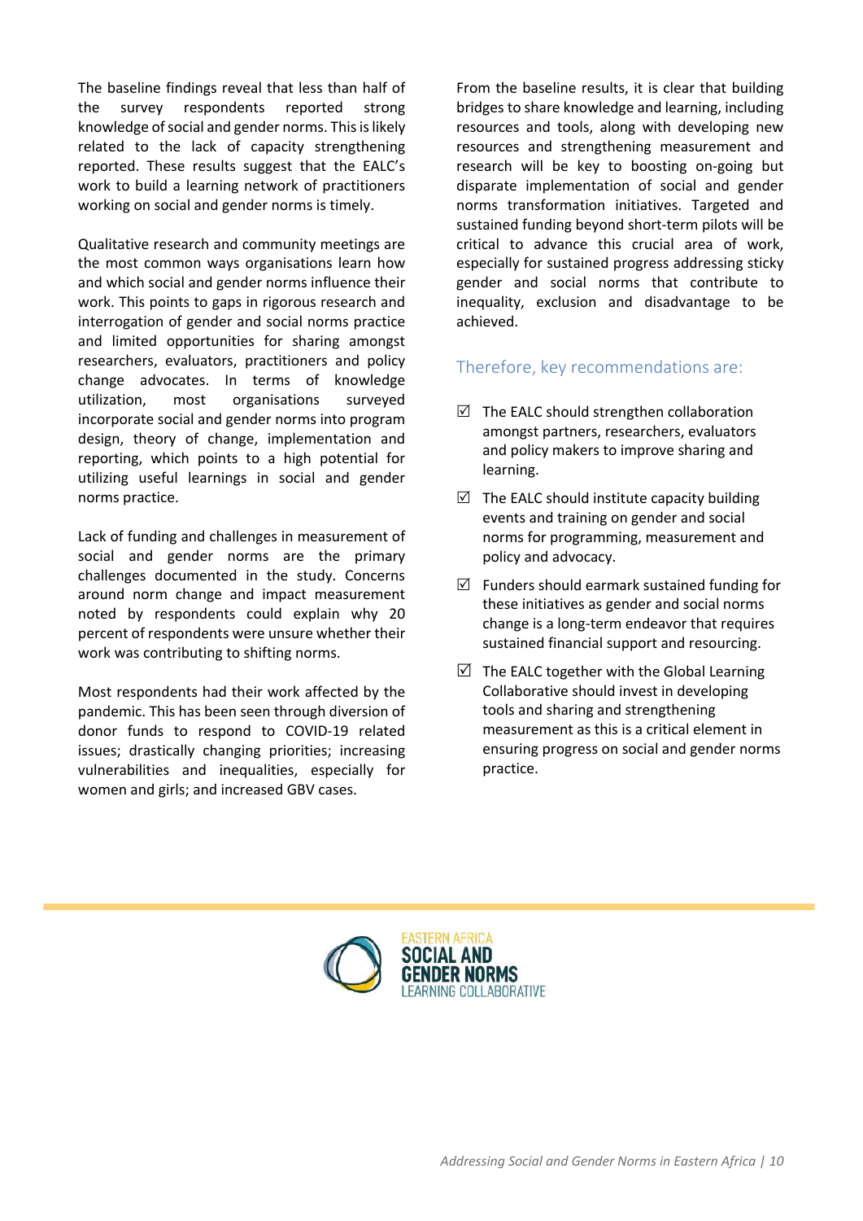The baseline findings reveal that less than half of the survey respondents reported strong knowledge of social and gender norms. This is likely related to the lack of capacity strengthening reported. These results suggest that the EALC's work to build a learning network of practitioners working on social and gender norms is timely.

Qualitative research and community meetings are the most common ways organisations learn how and which social and gender norms influence their work. This points to gaps in rigorous research and interrogation of gender and social norms practice and limited opportunities for sharing amongst researchers, evaluators, practitioners and policy change advocates. In terms of knowledge utilization, most organisations surveyed incorporate social and gender norms into program design, theory of change, implementation and reporting, which points to a high potential for utilizing useful learnings in social and gender norms practice.

Lack of funding and challenges in measurement of social and gender norms are the primary challenges documented in the study. Concerns around norm change and impact measurement noted by respondents could explain why 20 percent of respondents were unsure whether their work was contributing to shifting norms.

Most respondents had their work affected by the pandemic. This has been seen through diversion of donor funds to respond to COVID-19 related issues; drastically changing priorities; increasing vulnerabilities and inequalities, especially for women and girls; and increased GBV cases.

From the baseline results, it is clear that building bridges to share knowledge and learning, including resources and tools, along with developing new resources and strengthening measurement and research will be key to boosting on-going but disparate implementation of social and gender norms transformation initiatives. Targeted and sustained funding beyond short-term pilots will be critical to advance this crucial area of work, especially for sustained progress addressing sticky gender and social norms that contribute to inequality, exclusion and disadvantage to be achieved.

## Therefore, key recommendations are:

- ☑ The EALC should strengthen collaboration amongst partners, researchers, evaluators and policy makers to improve sharing and learning.
- ☑ The EALC should institute capacity building events and training on gender and social norms for programming, measurement and policy and advocacy.
- ☑ Funders should earmark sustained funding for these initiatives as gender and social norms change is a long-term endeavor that requires sustained financial support and resourcing.
- ☑ The EALC together with the Global Learning Collaborative should invest in developing tools and sharing and strengthening measurement as this is a critical element in ensuring progress on social and gender norms practice.

EASTERN AFRICA
SOCIAL AND
GENDER NORMS
LEARNING COLLABORATIVE